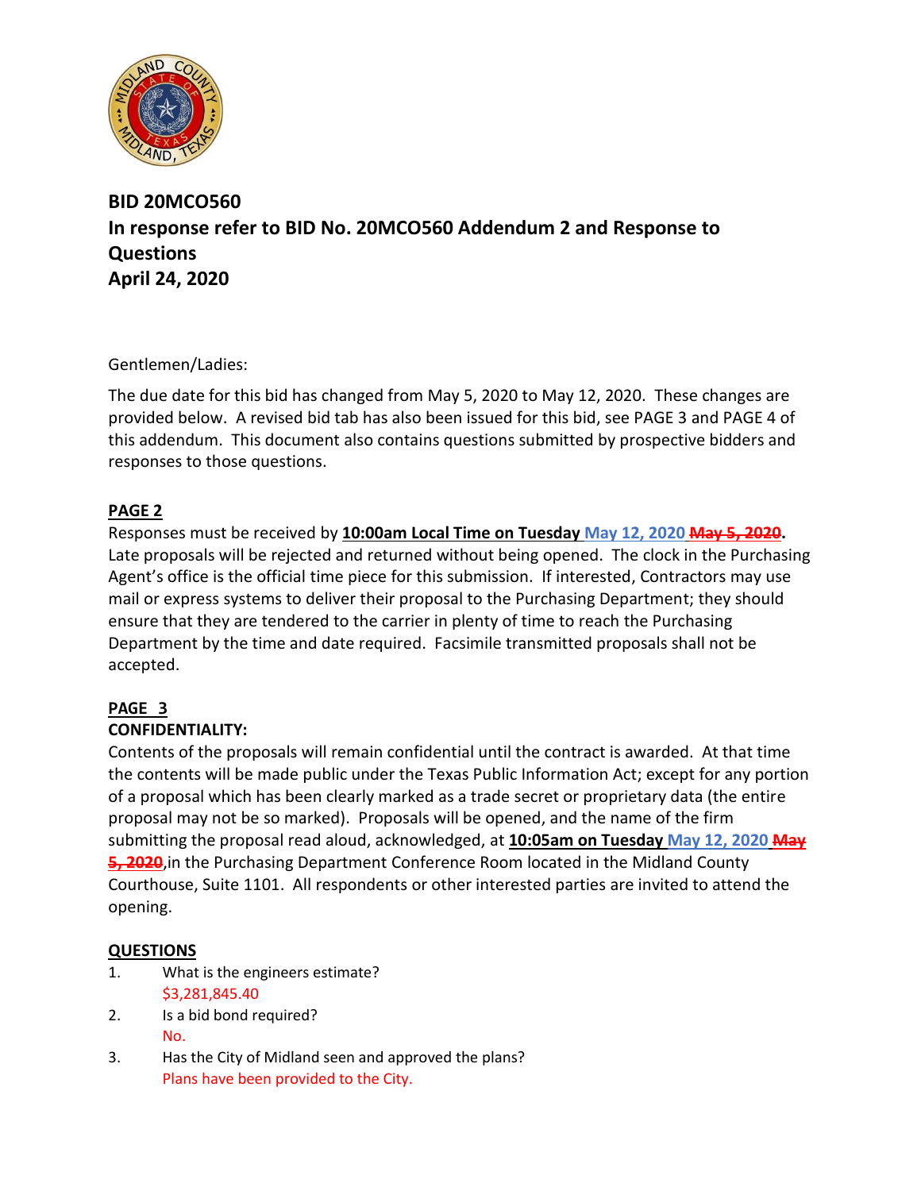**BID 20MCO560**
**In response refer to BID No. 20MCO560 Addendum 2 and Response to Questions**
**April 24, 2020**

Gentlemen/Ladies:

The due date for this bid has changed from May 5, 2020 to May 12, 2020. These changes are provided below. A revised bid tab has also been issued for this bid, see PAGE 3 and PAGE 4 of this addendum. This document also contains questions submitted by prospective bidders and responses to those questions.

**PAGE 2**

Responses must be received by **10:00am Local Time on Tuesday** May 12, 2020 ~~May 5, 2020~~**.** Late proposals will be rejected and returned without being opened. The clock in the Purchasing Agent's office is the official time piece for this submission. If interested, Contractors may use mail or express systems to deliver their proposal to the Purchasing Department; they should ensure that they are tendered to the carrier in plenty of time to reach the Purchasing Department by the time and date required. Facsimile transmitted proposals shall not be accepted.

**PAGE 3**

**CONFIDENTIALITY:**

Contents of the proposals will remain confidential until the contract is awarded. At that time the contents will be made public under the Texas Public Information Act; except for any portion of a proposal which has been clearly marked as a trade secret or proprietary data (the entire proposal may not be so marked). Proposals will be opened, and the name of the firm submitting the proposal read aloud, acknowledged, at **10:05am on Tuesday** May 12, 2020 ~~May 5, 2020~~,in the Purchasing Department Conference Room located in the Midland County Courthouse, Suite 1101. All respondents or other interested parties are invited to attend the opening.

**QUESTIONS**

1. What is the engineers estimate?
   $3,281,845.40
2. Is a bid bond required?
   No.
3. Has the City of Midland seen and approved the plans?
   Plans have been provided to the City.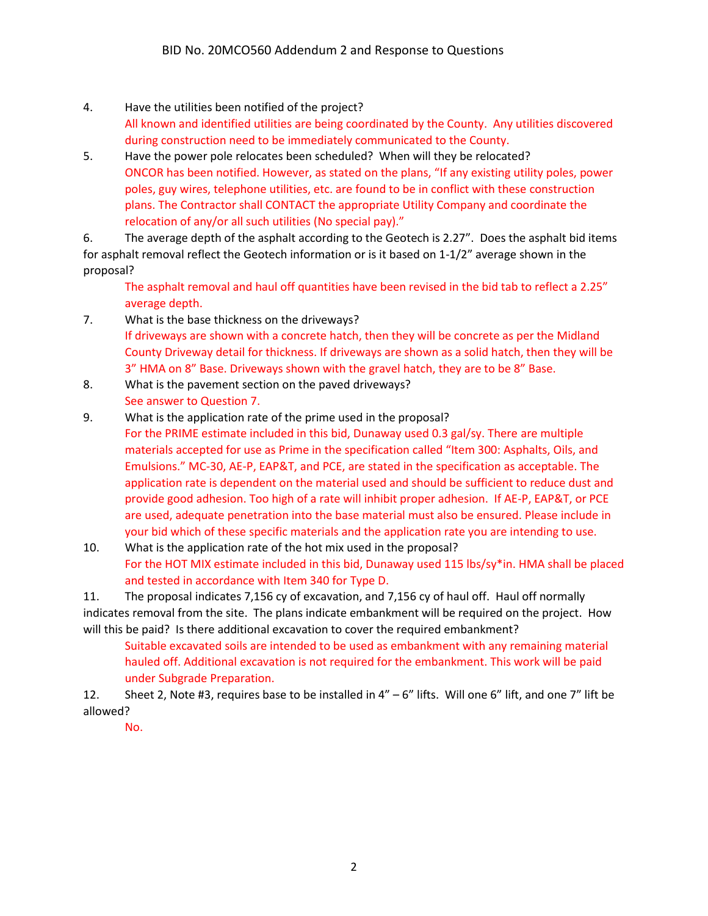4. Have the utilities been notified of the project?

   All known and identified utilities are being coordinated by the County. Any utilities discovered during construction need to be immediately communicated to the County.

5. Have the power pole relocates been scheduled? When will they be relocated?

   ONCOR has been notified. However, as stated on the plans, "If any existing utility poles, power poles, guy wires, telephone utilities, etc. are found to be in conflict with these construction plans. The Contractor shall CONTACT the appropriate Utility Company and coordinate the relocation of any/or all such utilities (No special pay)."

6. The average depth of the asphalt according to the Geotech is 2.27". Does the asphalt bid items for asphalt removal reflect the Geotech information or is it based on 1-1/2" average shown in the proposal?

   The asphalt removal and haul off quantities have been revised in the bid tab to reflect a 2.25" average depth.

7. What is the base thickness on the driveways?

   If driveways are shown with a concrete hatch, then they will be concrete as per the Midland County Driveway detail for thickness. If driveways are shown as a solid hatch, then they will be 3" HMA on 8" Base. Driveways shown with the gravel hatch, they are to be 8" Base.

8. What is the pavement section on the paved driveways?

   See answer to Question 7.

9. What is the application rate of the prime used in the proposal?

   For the PRIME estimate included in this bid, Dunaway used 0.3 gal/sy. There are multiple materials accepted for use as Prime in the specification called "Item 300: Asphalts, Oils, and Emulsions." MC-30, AE-P, EAP&T, and PCE, are stated in the specification as acceptable. The application rate is dependent on the material used and should be sufficient to reduce dust and provide good adhesion. Too high of a rate will inhibit proper adhesion. If AE-P, EAP&T, or PCE are used, adequate penetration into the base material must also be ensured. Please include in your bid which of these specific materials and the application rate you are intending to use.

10. What is the application rate of the hot mix used in the proposal?

    For the HOT MIX estimate included in this bid, Dunaway used 115 lbs/sy*in. HMA shall be placed and tested in accordance with Item 340 for Type D.

11. The proposal indicates 7,156 cy of excavation, and 7,156 cy of haul off. Haul off normally indicates removal from the site. The plans indicate embankment will be required on the project. How will this be paid? Is there additional excavation to cover the required embankment?

    Suitable excavated soils are intended to be used as embankment with any remaining material hauled off. Additional excavation is not required for the embankment. This work will be paid under Subgrade Preparation.

12. Sheet 2, Note #3, requires base to be installed in 4" – 6" lifts. Will one 6" lift, and one 7" lift be allowed?

    No.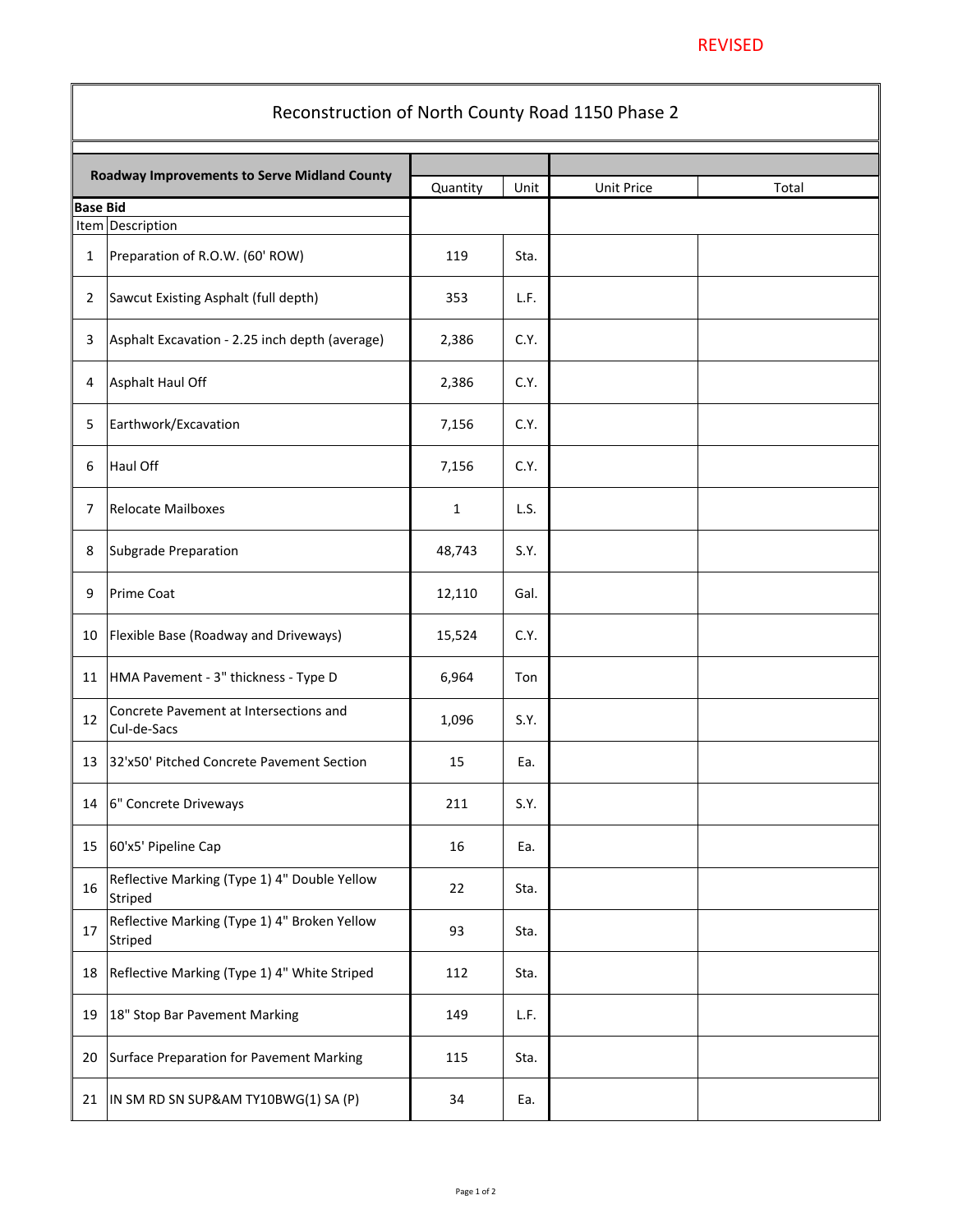REVISED

# Reconstruction of North County Road 1150 Phase 2

| Roadway Improvements to Serve Midland County | | Quantity | Unit | Unit Price | Total |
|---|---|---|---|---|---|
| **Base Bid** | | | | | |
| Item | Description | | | | |
| 1 | Preparation of R.O.W. (60' ROW) | 119 | Sta. | | |
| 2 | Sawcut Existing Asphalt (full depth) | 353 | L.F. | | |
| 3 | Asphalt Excavation - 2.25 inch depth (average) | 2,386 | C.Y. | | |
| 4 | Asphalt Haul Off | 2,386 | C.Y. | | |
| 5 | Earthwork/Excavation | 7,156 | C.Y. | | |
| 6 | Haul Off | 7,156 | C.Y. | | |
| 7 | Relocate Mailboxes | 1 | L.S. | | |
| 8 | Subgrade Preparation | 48,743 | S.Y. | | |
| 9 | Prime Coat | 12,110 | Gal. | | |
| 10 | Flexible Base (Roadway and Driveways) | 15,524 | C.Y. | | |
| 11 | HMA Pavement - 3" thickness - Type D | 6,964 | Ton | | |
| 12 | Concrete Pavement at Intersections and Cul-de-Sacs | 1,096 | S.Y. | | |
| 13 | 32'x50' Pitched Concrete Pavement Section | 15 | Ea. | | |
| 14 | 6" Concrete Driveways | 211 | S.Y. | | |
| 15 | 60'x5' Pipeline Cap | 16 | Ea. | | |
| 16 | Reflective Marking (Type 1) 4" Double Yellow Striped | 22 | Sta. | | |
| 17 | Reflective Marking (Type 1) 4" Broken Yellow Striped | 93 | Sta. | | |
| 18 | Reflective Marking (Type 1) 4" White Striped | 112 | Sta. | | |
| 19 | 18" Stop Bar Pavement Marking | 149 | L.F. | | |
| 20 | Surface Preparation for Pavement Marking | 115 | Sta. | | |
| 21 | IN SM RD SN SUP&AM TY10BWG(1) SA (P) | 34 | Ea. | | |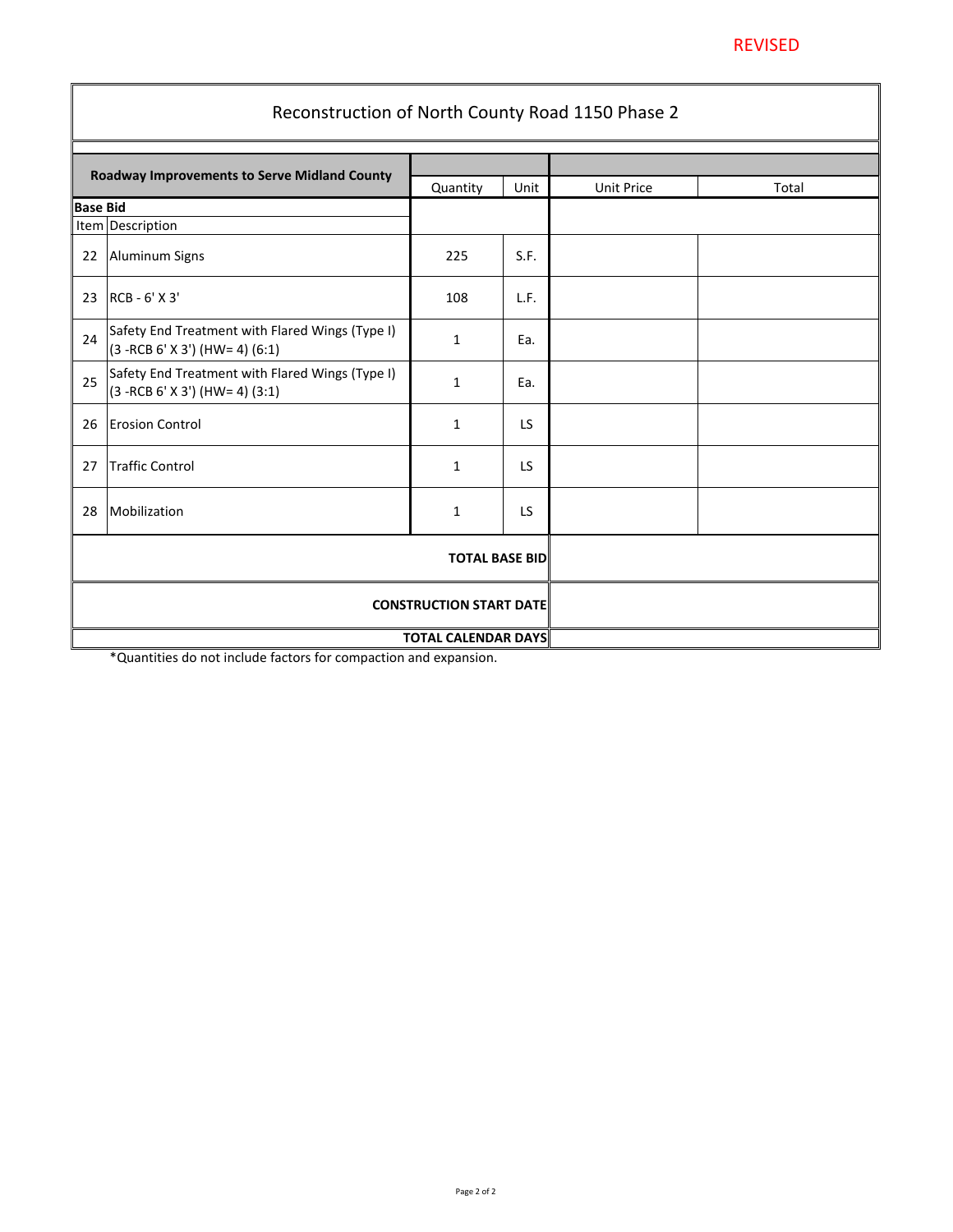REVISED

# Reconstruction of North County Road 1150 Phase 2

| Roadway Improvements to Serve Midland County | | Quantity | Unit | Unit Price | Total |
|---|---|---|---|---|---|
| **Base Bid** | | | | | |
| Item | Description | | | | |
| 22 | Aluminum Signs | 225 | S.F. | | |
| 23 | RCB - 6' X 3' | 108 | L.F. | | |
| 24 | Safety End Treatment with Flared Wings (Type I) (3 -RCB 6' X 3') (HW= 4) (6:1) | 1 | Ea. | | |
| 25 | Safety End Treatment with Flared Wings (Type I) (3 -RCB 6' X 3') (HW= 4) (3:1) | 1 | Ea. | | |
| 26 | Erosion Control | 1 | LS | | |
| 27 | Traffic Control | 1 | LS | | |
| 28 | Mobilization | 1 | LS | | |
| | | | **TOTAL BASE BID** | | |
| | | | **CONSTRUCTION START DATE** | | |
| | | | **TOTAL CALENDAR DAYS** | | |

*Quantities do not include factors for compaction and expansion.